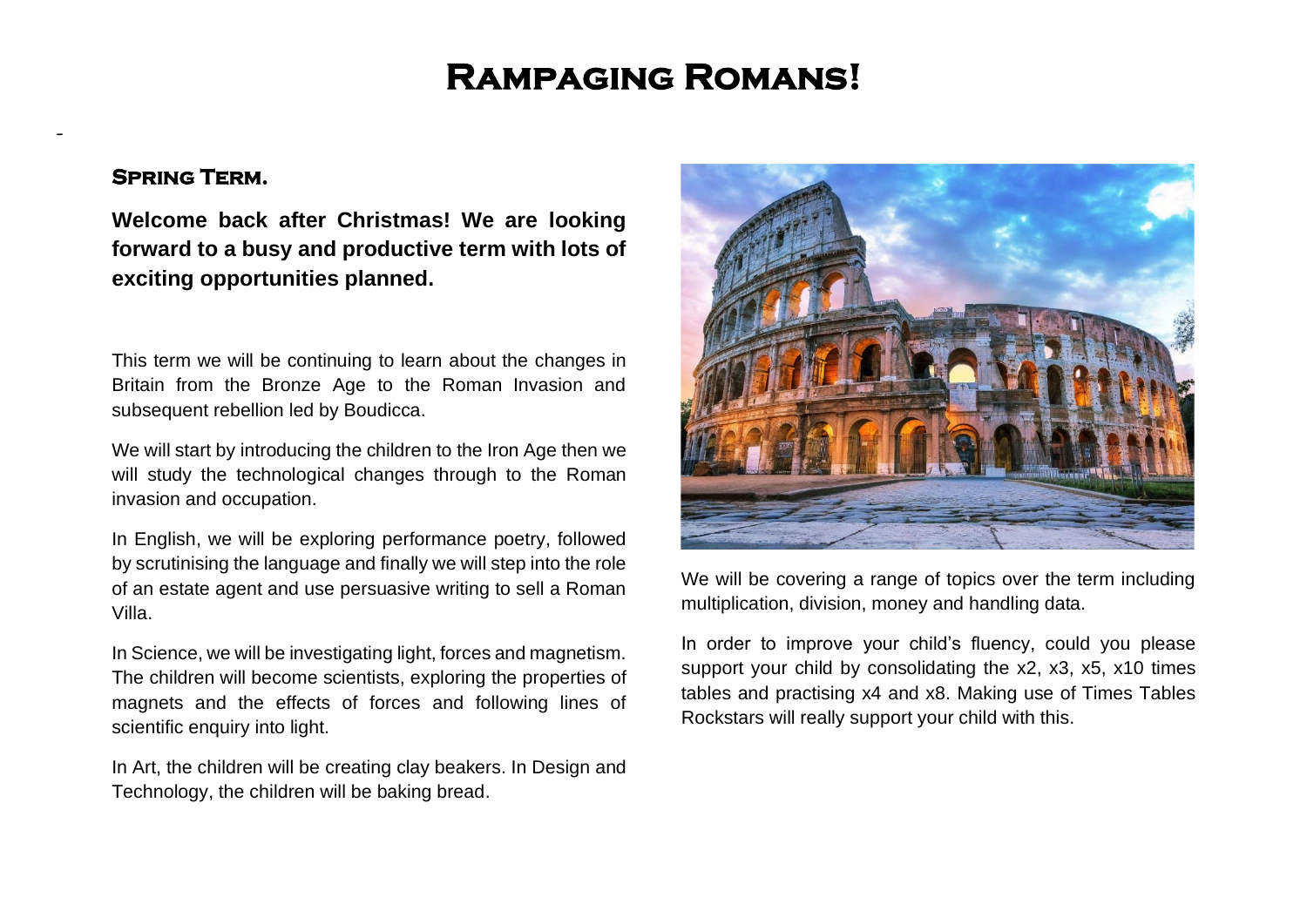# Rampaging Romans!

-

### Spring Term.

**Welcome back after Christmas! We are looking forward to a busy and productive term with lots of exciting opportunities planned.**

This term we will be continuing to learn about the changes in Britain from the Bronze Age to the Roman Invasion and subsequent rebellion led by Boudicca.

We will start by introducing the children to the Iron Age then we will study the technological changes through to the Roman invasion and occupation.

In English, we will be exploring performance poetry, followed by scrutinising the language and finally we will step into the role of an estate agent and use persuasive writing to sell a Roman Villa.

In Science, we will be investigating light, forces and magnetism. The children will become scientists, exploring the properties of magnets and the effects of forces and following lines of scientific enquiry into light.

In Art, the children will be creating clay beakers. In Design and Technology, the children will be baking bread.

We will be covering a range of topics over the term including multiplication, division, money and handling data.

In order to improve your child's fluency, could you please support your child by consolidating the x2, x3, x5, x10 times tables and practising x4 and x8. Making use of Times Tables Rockstars will really support your child with this.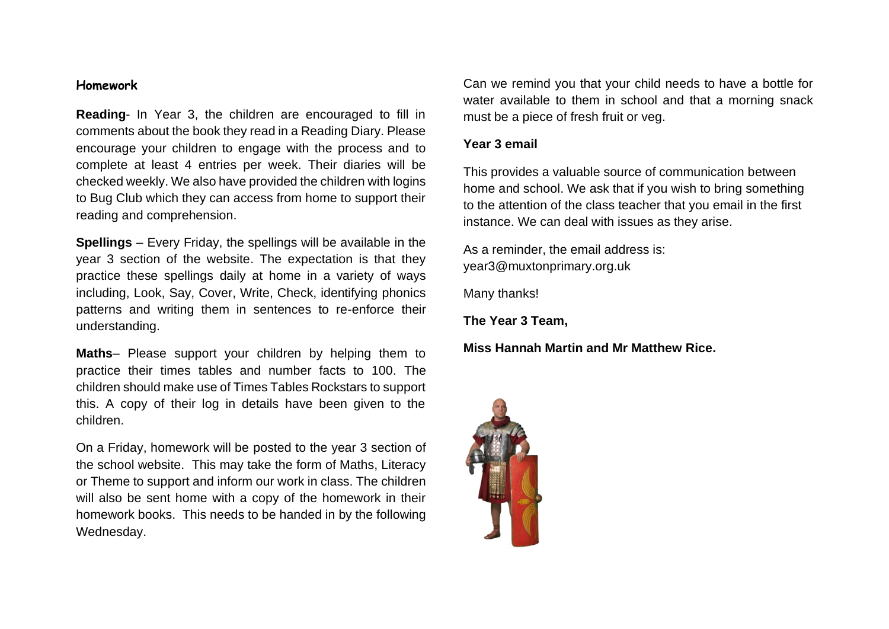### Homework

**Reading**- In Year 3, the children are encouraged to fill in comments about the book they read in a Reading Diary. Please encourage your children to engage with the process and to complete at least 4 entries per week. Their diaries will be checked weekly. We also have provided the children with logins to Bug Club which they can access from home to support their reading and comprehension.

**Spellings** – Every Friday, the spellings will be available in the year 3 section of the website. The expectation is that they practice these spellings daily at home in a variety of ways including, Look, Say, Cover, Write, Check, identifying phonics patterns and writing them in sentences to re-enforce their understanding.

**Maths**– Please support your children by helping them to practice their times tables and number facts to 100. The children should make use of Times Tables Rockstars to support this. A copy of their log in details have been given to the children.

On a Friday, homework will be posted to the year 3 section of the school website. This may take the form of Maths, Literacy or Theme to support and inform our work in class. The children will also be sent home with a copy of the homework in their homework books. This needs to be handed in by the following Wednesday.

Can we remind you that your child needs to have a bottle for water available to them in school and that a morning snack must be a piece of fresh fruit or veg.

**Year 3 email**

This provides a valuable source of communication between home and school. We ask that if you wish to bring something to the attention of the class teacher that you email in the first instance. We can deal with issues as they arise.

As a reminder, the email address is:
year3@muxtonprimary.org.uk

Many thanks!

**The Year 3 Team,**

**Miss Hannah Martin and Mr Matthew Rice.**